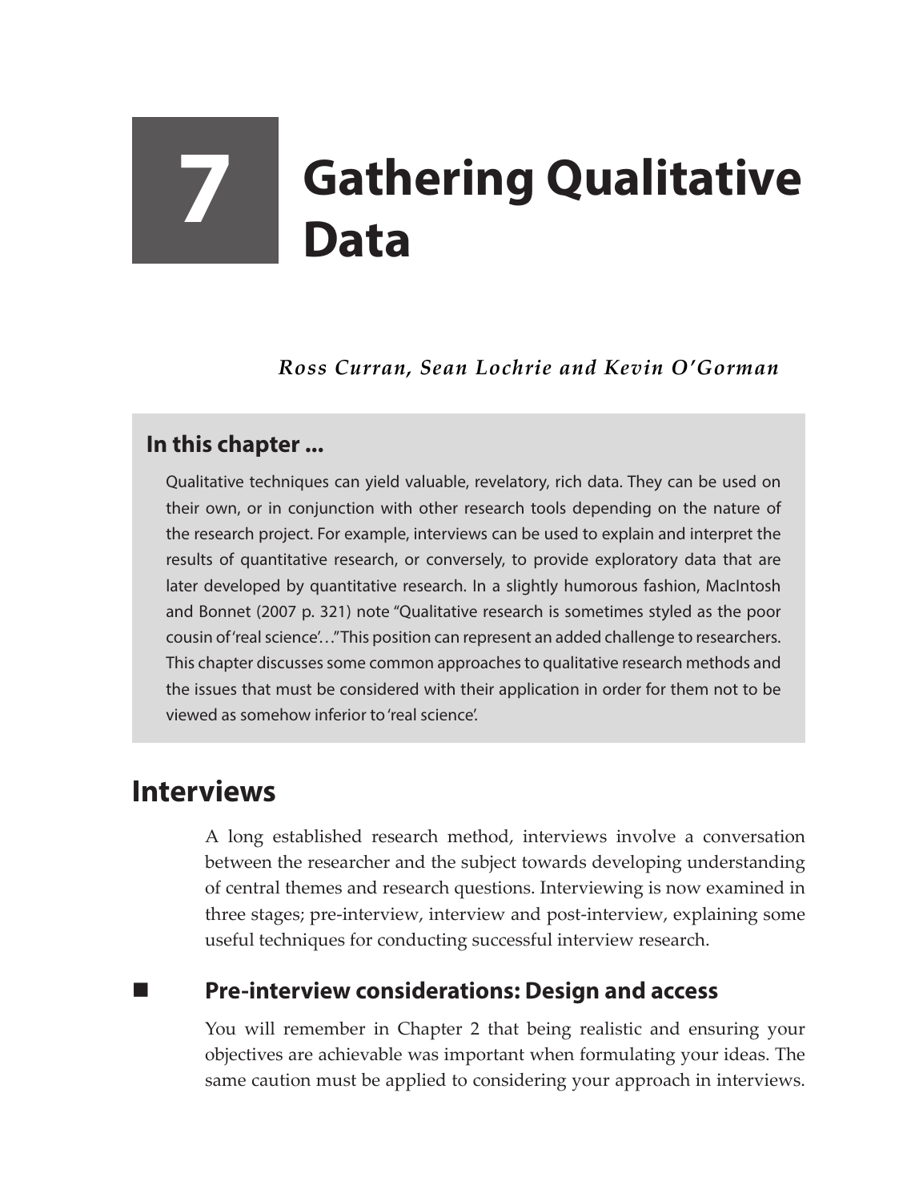# 7 Gathering Qualitative Data

*Ross Curran, Sean Lochrie and Kevin O'Gorman*

## In this chapter ...

Qualitative techniques can yield valuable, revelatory, rich data. They can be used on their own, or in conjunction with other research tools depending on the nature of the research project. For example, interviews can be used to explain and interpret the results of quantitative research, or conversely, to provide exploratory data that are later developed by quantitative research. In a slightly humorous fashion, MacIntosh and Bonnet (2007 p. 321) note "Qualitative research is sometimes styled as the poor cousin of 'real science'…" This position can represent an added challenge to researchers. This chapter discusses some common approaches to qualitative research methods and the issues that must be considered with their application in order for them not to be viewed as somehow inferior to 'real science'.

## Interviews

A long established research method, interviews involve a conversation between the researcher and the subject towards developing understanding of central themes and research questions. Interviewing is now examined in three stages; pre-interview, interview and post-interview, explaining some useful techniques for conducting successful interview research.

### Pre-interview considerations: Design and access

You will remember in Chapter 2 that being realistic and ensuring your objectives are achievable was important when formulating your ideas. The same caution must be applied to considering your approach in interviews.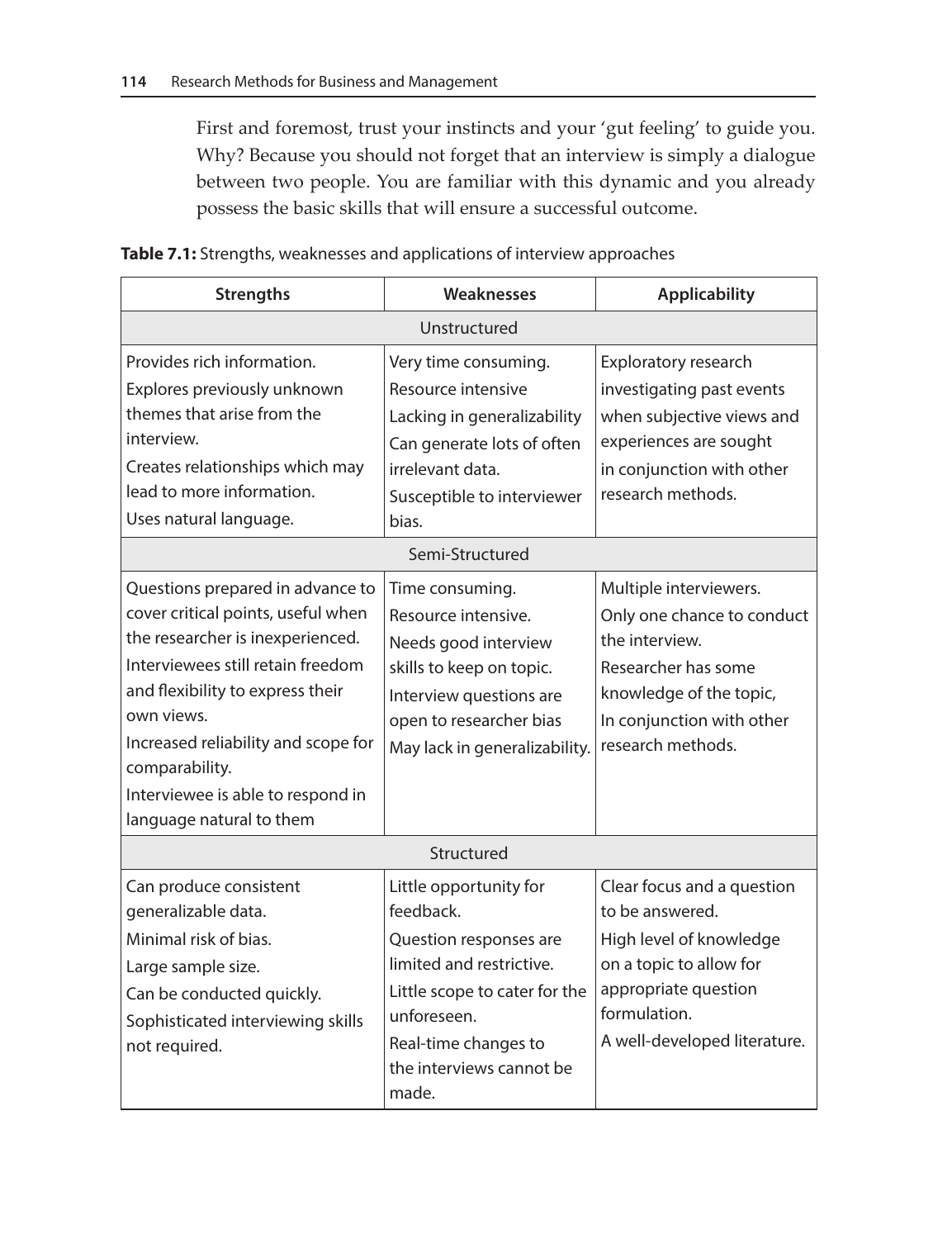First and foremost, trust your instincts and your 'gut feeling' to guide you. Why? Because you should not forget that an interview is simply a dialogue between two people. You are familiar with this dynamic and you already possess the basic skills that will ensure a successful outcome.

**Table 7.1:** Strengths, weaknesses and applications of interview approaches

| Strengths | Weaknesses | Applicability |
|---|---|---|
| Unstructured | | |
| Provides rich information.<br>Explores previously unknown themes that arise from the interview.<br>Creates relationships which may lead to more information.<br>Uses natural language. | Very time consuming.<br>Resource intensive<br>Lacking in generalizability<br>Can generate lots of often irrelevant data.<br>Susceptible to interviewer bias. | Exploratory research investigating past events when subjective views and experiences are sought in conjunction with other research methods. |
| Semi-Structured | | |
| Questions prepared in advance to cover critical points, useful when the researcher is inexperienced.<br>Interviewees still retain freedom and flexibility to express their own views.<br>Increased reliability and scope for comparability.<br>Interviewee is able to respond in language natural to them | Time consuming.<br>Resource intensive.<br>Needs good interview skills to keep on topic.<br>Interview questions are open to researcher bias<br>May lack in generalizability. | Multiple interviewers.<br>Only one chance to conduct the interview.<br>Researcher has some knowledge of the topic,<br>In conjunction with other research methods. |
| Structured | | |
| Can produce consistent generalizable data.<br>Minimal risk of bias.<br>Large sample size.<br>Can be conducted quickly.<br>Sophisticated interviewing skills not required. | Little opportunity for feedback.<br>Question responses are limited and restrictive.<br>Little scope to cater for the unforeseen.<br>Real-time changes to the interviews cannot be made. | Clear focus and a question to be answered.<br>High level of knowledge on a topic to allow for appropriate question formulation.<br>A well-developed literature. |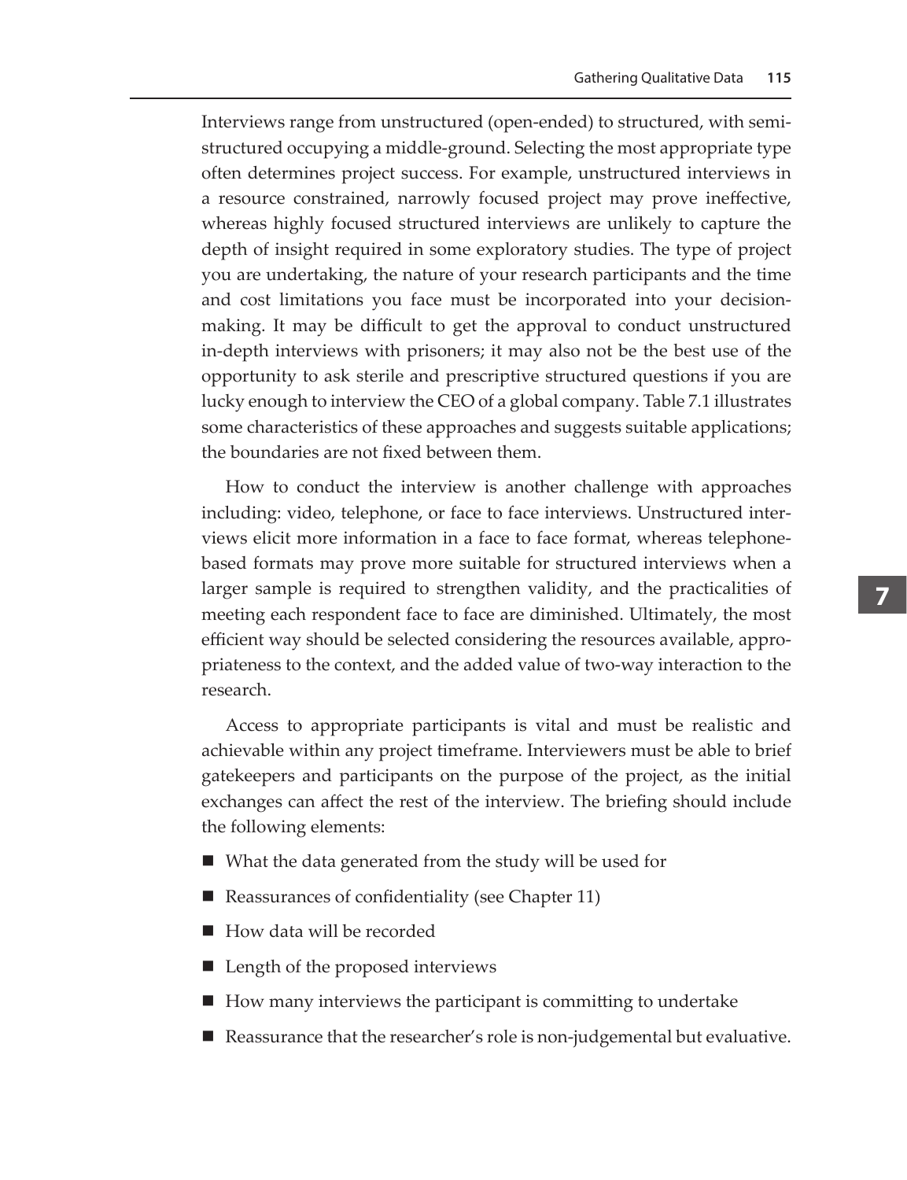Interviews range from unstructured (open-ended) to structured, with semi-structured occupying a middle-ground. Selecting the most appropriate type often determines project success. For example, unstructured interviews in a resource constrained, narrowly focused project may prove ineffective, whereas highly focused structured interviews are unlikely to capture the depth of insight required in some exploratory studies. The type of project you are undertaking, the nature of your research participants and the time and cost limitations you face must be incorporated into your decision-making. It may be difficult to get the approval to conduct unstructured in-depth interviews with prisoners; it may also not be the best use of the opportunity to ask sterile and prescriptive structured questions if you are lucky enough to interview the CEO of a global company. Table 7.1 illustrates some characteristics of these approaches and suggests suitable applications; the boundaries are not fixed between them.

How to conduct the interview is another challenge with approaches including: video, telephone, or face to face interviews. Unstructured interviews elicit more information in a face to face format, whereas telephone-based formats may prove more suitable for structured interviews when a larger sample is required to strengthen validity, and the practicalities of meeting each respondent face to face are diminished. Ultimately, the most efficient way should be selected considering the resources available, appropriateness to the context, and the added value of two-way interaction to the research.

Access to appropriate participants is vital and must be realistic and achievable within any project timeframe. Interviewers must be able to brief gatekeepers and participants on the purpose of the project, as the initial exchanges can affect the rest of the interview. The briefing should include the following elements:

- What the data generated from the study will be used for
- Reassurances of confidentiality (see Chapter 11)
- How data will be recorded
- Length of the proposed interviews
- How many interviews the participant is committing to undertake
- Reassurance that the researcher's role is non-judgemental but evaluative.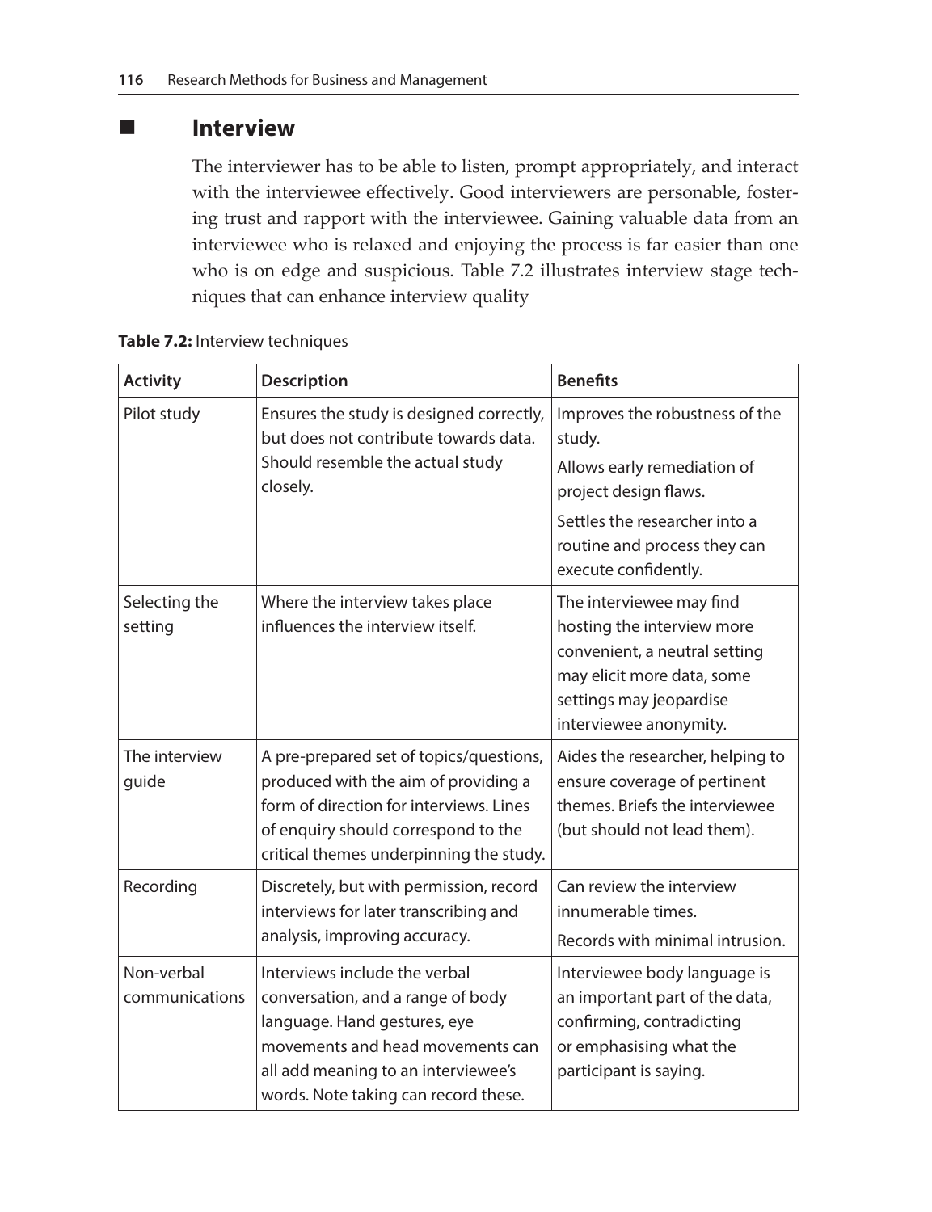## Interview

The interviewer has to be able to listen, prompt appropriately, and interact with the interviewee effectively. Good interviewers are personable, fostering trust and rapport with the interviewee. Gaining valuable data from an interviewee who is relaxed and enjoying the process is far easier than one who is on edge and suspicious. Table 7.2 illustrates interview stage techniques that can enhance interview quality

**Table 7.2:** Interview techniques

| Activity | Description | Benefits |
|---|---|---|
| Pilot study | Ensures the study is designed correctly, but does not contribute towards data. Should resemble the actual study closely. | Improves the robustness of the study. Allows early remediation of project design flaws. Settles the researcher into a routine and process they can execute confidently. |
| Selecting the setting | Where the interview takes place influences the interview itself. | The interviewee may find hosting the interview more convenient, a neutral setting may elicit more data, some settings may jeopardise interviewee anonymity. |
| The interview guide | A pre-prepared set of topics/questions, produced with the aim of providing a form of direction for interviews. Lines of enquiry should correspond to the critical themes underpinning the study. | Aides the researcher, helping to ensure coverage of pertinent themes. Briefs the interviewee (but should not lead them). |
| Recording | Discretely, but with permission, record interviews for later transcribing and analysis, improving accuracy. | Can review the interview innumerable times. Records with minimal intrusion. |
| Non-verbal communications | Interviews include the verbal conversation, and a range of body language. Hand gestures, eye movements and head movements can all add meaning to an interviewee's words. Note taking can record these. | Interviewee body language is an important part of the data, confirming, contradicting or emphasising what the participant is saying. |